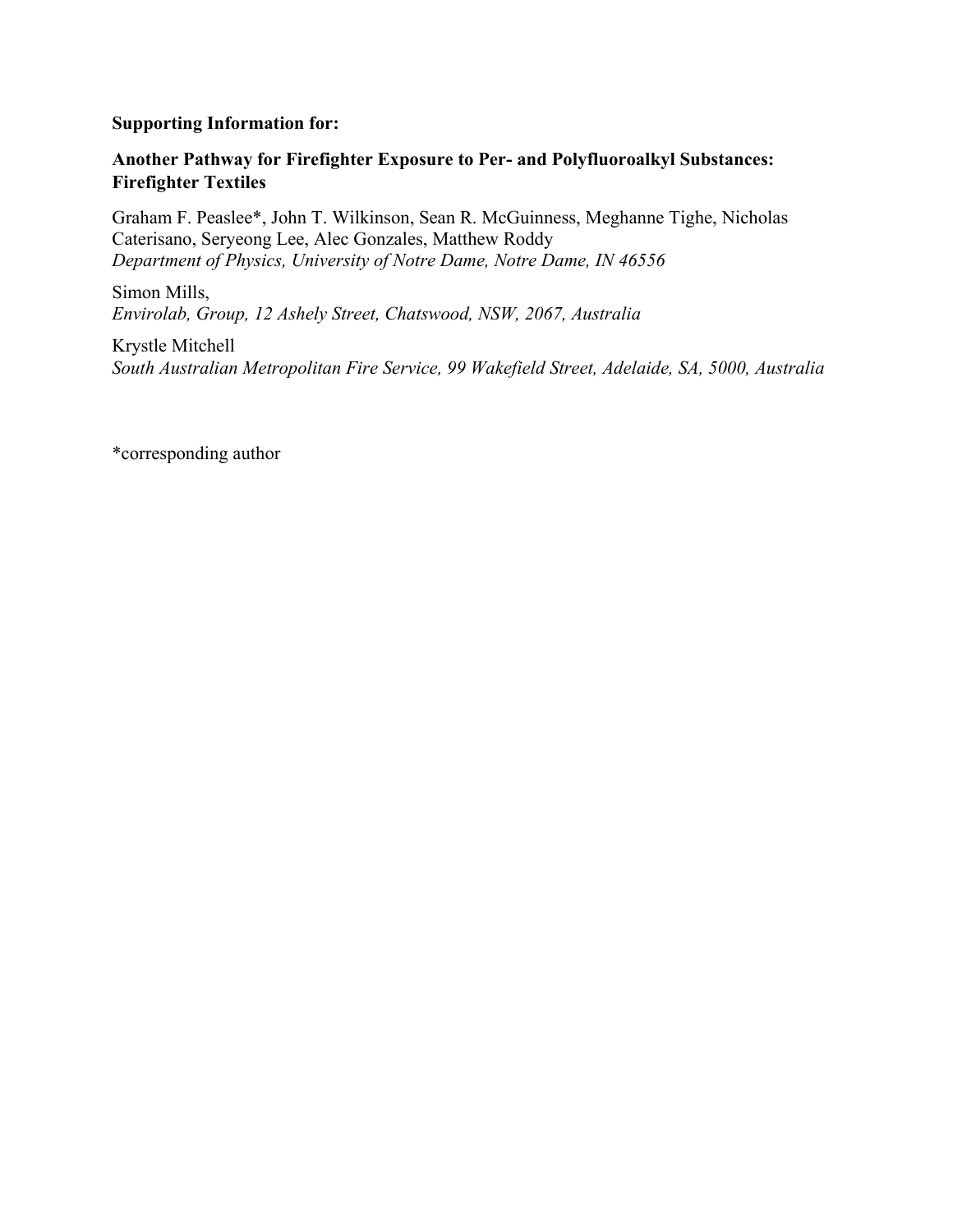**Supporting Information for:**

**Another Pathway for Firefighter Exposure to Per- and Polyfluoroalkyl Substances: Firefighter Textiles**

Graham F. Peaslee*, John T. Wilkinson, Sean R. McGuinness, Meghanne Tighe, Nicholas Caterisano, Seryeong Lee, Alec Gonzales, Matthew Roddy
*Department of Physics, University of Notre Dame, Notre Dame, IN 46556*

Simon Mills,
*Envirolab, Group, 12 Ashely Street, Chatswood, NSW, 2067, Australia*

Krystle Mitchell
*South Australian Metropolitan Fire Service, 99 Wakefield Street, Adelaide, SA, 5000, Australia*

*corresponding author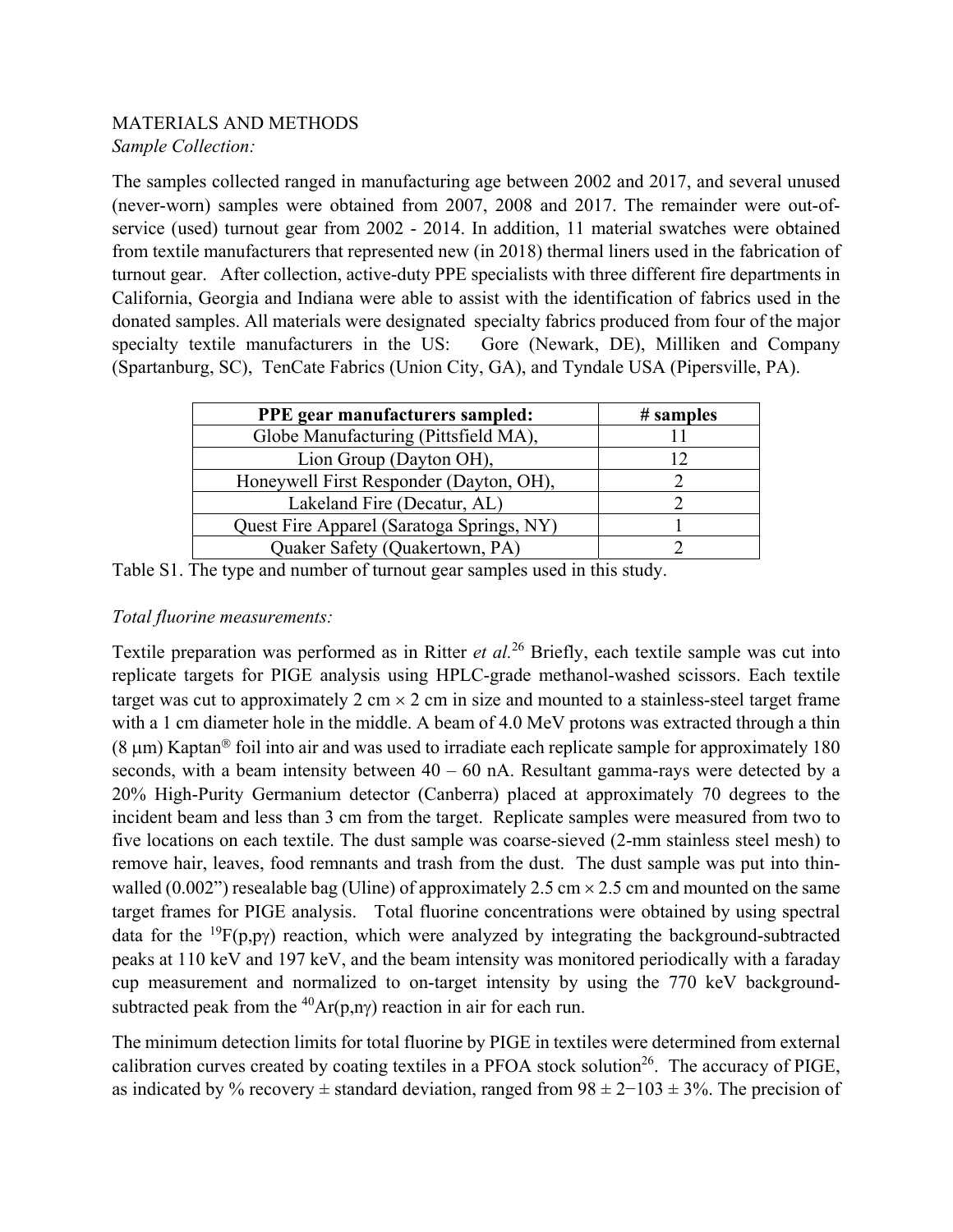MATERIALS AND METHODS

*Sample Collection:*

The samples collected ranged in manufacturing age between 2002 and 2017, and several unused (never-worn) samples were obtained from 2007, 2008 and 2017. The remainder were out-of-service (used) turnout gear from 2002 - 2014. In addition, 11 material swatches were obtained from textile manufacturers that represented new (in 2018) thermal liners used in the fabrication of turnout gear. After collection, active-duty PPE specialists with three different fire departments in California, Georgia and Indiana were able to assist with the identification of fabrics used in the donated samples. All materials were designated specialty fabrics produced from four of the major specialty textile manufacturers in the US: Gore (Newark, DE), Milliken and Company (Spartanburg, SC), TenCate Fabrics (Union City, GA), and Tyndale USA (Pipersville, PA).

| PPE gear manufacturers sampled: | # samples |
| --- | --- |
| Globe Manufacturing (Pittsfield MA), | 11 |
| Lion Group (Dayton OH), | 12 |
| Honeywell First Responder (Dayton, OH), | 2 |
| Lakeland Fire (Decatur, AL) | 2 |
| Quest Fire Apparel (Saratoga Springs, NY) | 1 |
| Quaker Safety (Quakertown, PA) | 2 |

Table S1. The type and number of turnout gear samples used in this study.

*Total fluorine measurements:*

Textile preparation was performed as in Ritter *et al.*[26] Briefly, each textile sample was cut into replicate targets for PIGE analysis using HPLC-grade methanol-washed scissors. Each textile target was cut to approximately 2 cm × 2 cm in size and mounted to a stainless-steel target frame with a 1 cm diameter hole in the middle. A beam of 4.0 MeV protons was extracted through a thin (8 μm) Kaptan® foil into air and was used to irradiate each replicate sample for approximately 180 seconds, with a beam intensity between 40 – 60 nA. Resultant gamma-rays were detected by a 20% High-Purity Germanium detector (Canberra) placed at approximately 70 degrees to the incident beam and less than 3 cm from the target. Replicate samples were measured from two to five locations on each textile. The dust sample was coarse-sieved (2-mm stainless steel mesh) to remove hair, leaves, food remnants and trash from the dust. The dust sample was put into thin-walled (0.002") resealable bag (Uline) of approximately 2.5 cm × 2.5 cm and mounted on the same target frames for PIGE analysis. Total fluorine concentrations were obtained by using spectral data for the $^{19}F(p,p\gamma)$ reaction, which were analyzed by integrating the background-subtracted peaks at 110 keV and 197 keV, and the beam intensity was monitored periodically with a faraday cup measurement and normalized to on-target intensity by using the 770 keV background-subtracted peak from the $^{40}Ar(p,n\gamma)$ reaction in air for each run.

The minimum detection limits for total fluorine by PIGE in textiles were determined from external calibration curves created by coating textiles in a PFOA stock solution[26]. The accuracy of PIGE, as indicated by % recovery ± standard deviation, ranged from 98 ± 2−103 ± 3%. The precision of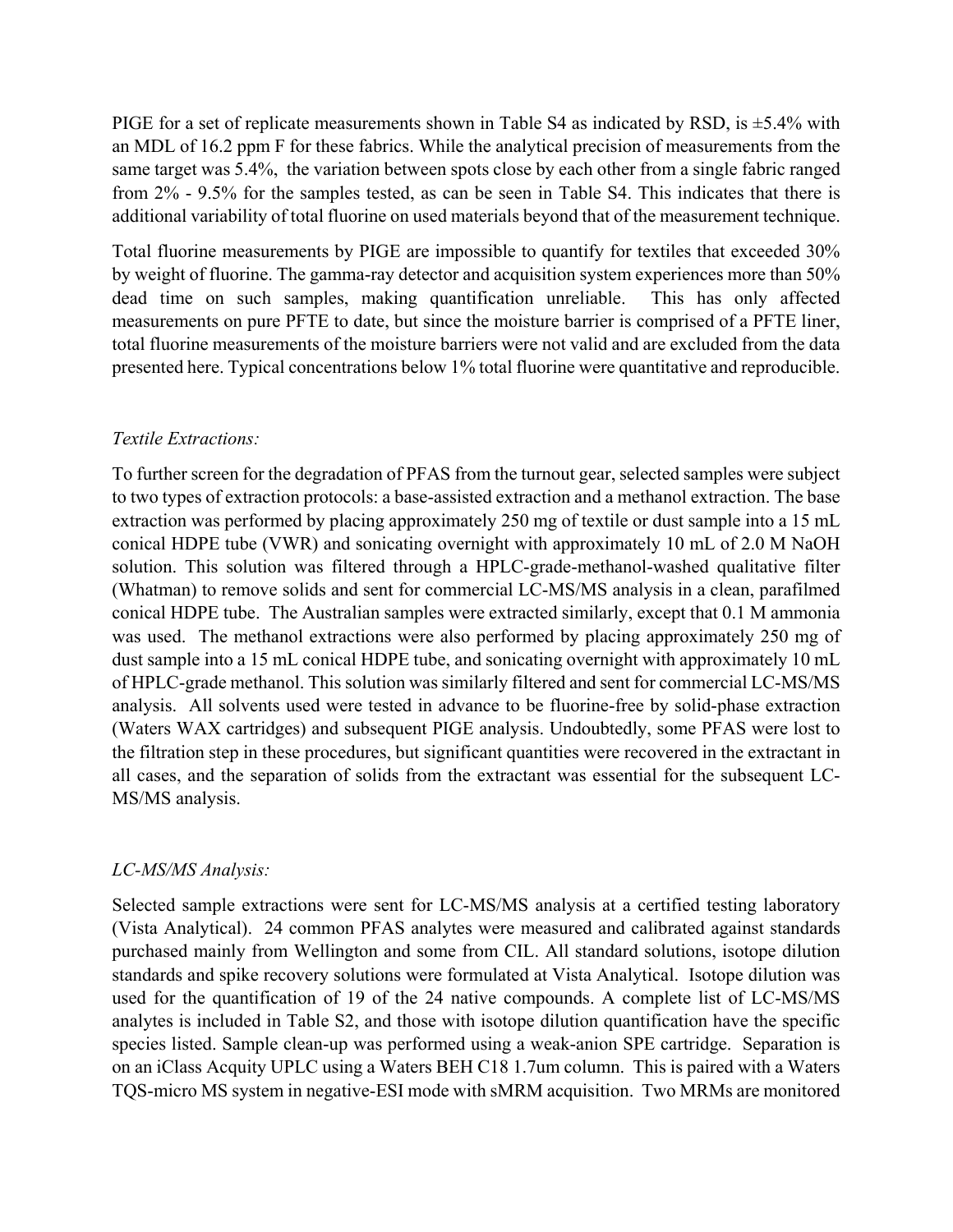PIGE for a set of replicate measurements shown in Table S4 as indicated by RSD, is ±5.4% with an MDL of 16.2 ppm F for these fabrics. While the analytical precision of measurements from the same target was 5.4%, the variation between spots close by each other from a single fabric ranged from 2% - 9.5% for the samples tested, as can be seen in Table S4. This indicates that there is additional variability of total fluorine on used materials beyond that of the measurement technique.

Total fluorine measurements by PIGE are impossible to quantify for textiles that exceeded 30% by weight of fluorine. The gamma-ray detector and acquisition system experiences more than 50% dead time on such samples, making quantification unreliable. This has only affected measurements on pure PFTE to date, but since the moisture barrier is comprised of a PFTE liner, total fluorine measurements of the moisture barriers were not valid and are excluded from the data presented here. Typical concentrations below 1% total fluorine were quantitative and reproducible.

*Textile Extractions:*

To further screen for the degradation of PFAS from the turnout gear, selected samples were subject to two types of extraction protocols: a base-assisted extraction and a methanol extraction. The base extraction was performed by placing approximately 250 mg of textile or dust sample into a 15 mL conical HDPE tube (VWR) and sonicating overnight with approximately 10 mL of 2.0 M NaOH solution. This solution was filtered through a HPLC-grade-methanol-washed qualitative filter (Whatman) to remove solids and sent for commercial LC-MS/MS analysis in a clean, parafilmed conical HDPE tube. The Australian samples were extracted similarly, except that 0.1 M ammonia was used. The methanol extractions were also performed by placing approximately 250 mg of dust sample into a 15 mL conical HDPE tube, and sonicating overnight with approximately 10 mL of HPLC-grade methanol. This solution was similarly filtered and sent for commercial LC-MS/MS analysis. All solvents used were tested in advance to be fluorine-free by solid-phase extraction (Waters WAX cartridges) and subsequent PIGE analysis. Undoubtedly, some PFAS were lost to the filtration step in these procedures, but significant quantities were recovered in the extractant in all cases, and the separation of solids from the extractant was essential for the subsequent LC-MS/MS analysis.

*LC-MS/MS Analysis:*

Selected sample extractions were sent for LC-MS/MS analysis at a certified testing laboratory (Vista Analytical). 24 common PFAS analytes were measured and calibrated against standards purchased mainly from Wellington and some from CIL. All standard solutions, isotope dilution standards and spike recovery solutions were formulated at Vista Analytical. Isotope dilution was used for the quantification of 19 of the 24 native compounds. A complete list of LC-MS/MS analytes is included in Table S2, and those with isotope dilution quantification have the specific species listed. Sample clean-up was performed using a weak-anion SPE cartridge. Separation is on an iClass Acquity UPLC using a Waters BEH C18 1.7um column. This is paired with a Waters TQS-micro MS system in negative-ESI mode with sMRM acquisition. Two MRMs are monitored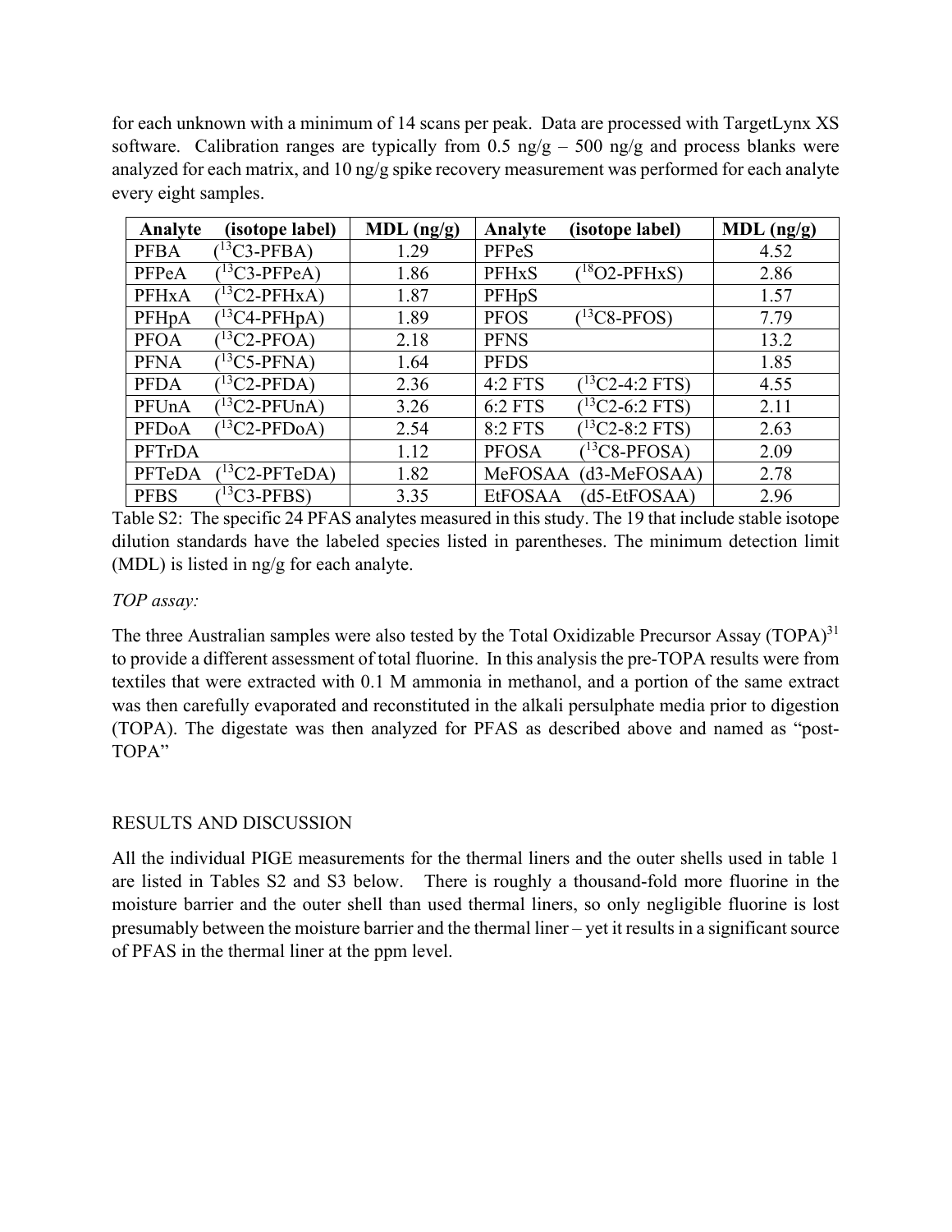for each unknown with a minimum of 14 scans per peak. Data are processed with TargetLynx XS software. Calibration ranges are typically from 0.5 ng/g – 500 ng/g and process blanks were analyzed for each matrix, and 10 ng/g spike recovery measurement was performed for each analyte every eight samples.

| Analyte (isotope label) | MDL (ng/g) | Analyte (isotope label) | MDL (ng/g) |
|---|---|---|---|
| PFBA ($^{13}$C3-PFBA) | 1.29 | PFPeS | 4.52 |
| PFPeA ($^{13}$C3-PFPeA) | 1.86 | PFHxS ($^{18}$O2-PFHxS) | 2.86 |
| PFHxA ($^{13}$C2-PFHxA) | 1.87 | PFHpS | 1.57 |
| PFHpA ($^{13}$C4-PFHpA) | 1.89 | PFOS ($^{13}$C8-PFOS) | 7.79 |
| PFOA ($^{13}$C2-PFOA) | 2.18 | PFNS | 13.2 |
| PFNA ($^{13}$C5-PFNA) | 1.64 | PFDS | 1.85 |
| PFDA ($^{13}$C2-PFDA) | 2.36 | 4:2 FTS ($^{13}$C2-4:2 FTS) | 4.55 |
| PFUnA ($^{13}$C2-PFUnA) | 3.26 | 6:2 FTS ($^{13}$C2-6:2 FTS) | 2.11 |
| PFDoA ($^{13}$C2-PFDoA) | 2.54 | 8:2 FTS ($^{13}$C2-8:2 FTS) | 2.63 |
| PFTrDA | 1.12 | PFOSA ($^{13}$C8-PFOSA) | 2.09 |
| PFTeDA ($^{13}$C2-PFTeDA) | 1.82 | MeFOSAA (d3-MeFOSAA) | 2.78 |
| PFBS ($^{13}$C3-PFBS) | 3.35 | EtFOSAA (d5-EtFOSAA) | 2.96 |

Table S2: The specific 24 PFAS analytes measured in this study. The 19 that include stable isotope dilution standards have the labeled species listed in parentheses. The minimum detection limit (MDL) is listed in ng/g for each analyte.

*TOP assay:*

The three Australian samples were also tested by the Total Oxidizable Precursor Assay (TOPA)[31] to provide a different assessment of total fluorine. In this analysis the pre-TOPA results were from textiles that were extracted with 0.1 M ammonia in methanol, and a portion of the same extract was then carefully evaporated and reconstituted in the alkali persulphate media prior to digestion (TOPA). The digestate was then analyzed for PFAS as described above and named as "post-TOPA"

## RESULTS AND DISCUSSION

All the individual PIGE measurements for the thermal liners and the outer shells used in table 1 are listed in Tables S2 and S3 below. There is roughly a thousand-fold more fluorine in the moisture barrier and the outer shell than used thermal liners, so only negligible fluorine is lost presumably between the moisture barrier and the thermal liner – yet it results in a significant source of PFAS in the thermal liner at the ppm level.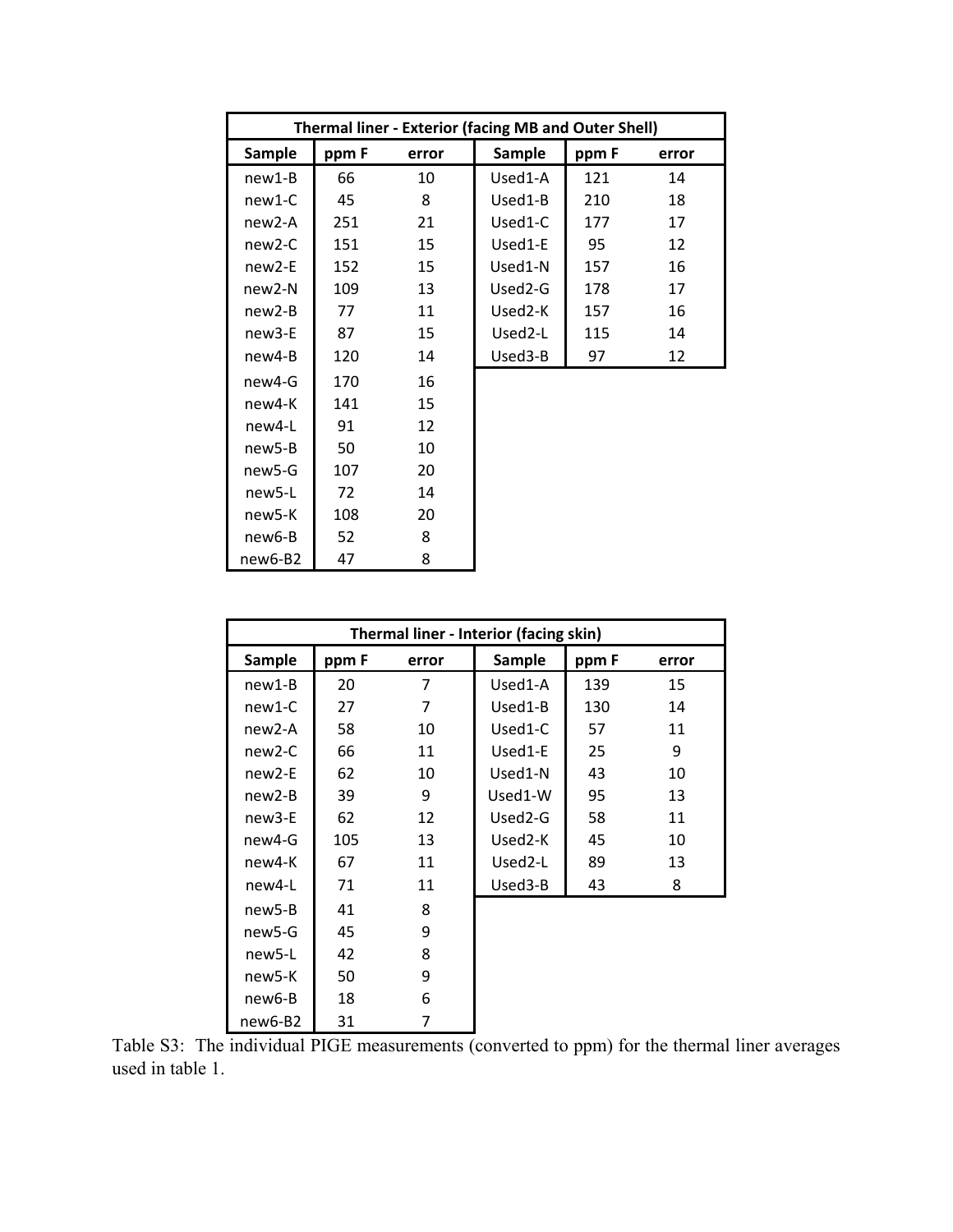| Thermal liner - Exterior (facing MB and Outer Shell) | | | | | |
|---|---|---|---|---|---|
| **Sample** | **ppm F** | **error** | **Sample** | **ppm F** | **error** |
| new1-B | 66 | 10 | Used1-A | 121 | 14 |
| new1-C | 45 | 8 | Used1-B | 210 | 18 |
| new2-A | 251 | 21 | Used1-C | 177 | 17 |
| new2-C | 151 | 15 | Used1-E | 95 | 12 |
| new2-E | 152 | 15 | Used1-N | 157 | 16 |
| new2-N | 109 | 13 | Used2-G | 178 | 17 |
| new2-B | 77 | 11 | Used2-K | 157 | 16 |
| new3-E | 87 | 15 | Used2-L | 115 | 14 |
| new4-B | 120 | 14 | Used3-B | 97 | 12 |
| new4-G | 170 | 16 | | | |
| new4-K | 141 | 15 | | | |
| new4-L | 91 | 12 | | | |
| new5-B | 50 | 10 | | | |
| new5-G | 107 | 20 | | | |
| new5-L | 72 | 14 | | | |
| new5-K | 108 | 20 | | | |
| new6-B | 52 | 8 | | | |
| new6-B2 | 47 | 8 | | | |

| Thermal liner - Interior (facing skin) | | | | | |
|---|---|---|---|---|---|
| **Sample** | **ppm F** | **error** | **Sample** | **ppm F** | **error** |
| new1-B | 20 | 7 | Used1-A | 139 | 15 |
| new1-C | 27 | 7 | Used1-B | 130 | 14 |
| new2-A | 58 | 10 | Used1-C | 57 | 11 |
| new2-C | 66 | 11 | Used1-E | 25 | 9 |
| new2-E | 62 | 10 | Used1-N | 43 | 10 |
| new2-B | 39 | 9 | Used1-W | 95 | 13 |
| new3-E | 62 | 12 | Used2-G | 58 | 11 |
| new4-G | 105 | 13 | Used2-K | 45 | 10 |
| new4-K | 67 | 11 | Used2-L | 89 | 13 |
| new4-L | 71 | 11 | Used3-B | 43 | 8 |
| new5-B | 41 | 8 | | | |
| new5-G | 45 | 9 | | | |
| new5-L | 42 | 8 | | | |
| new5-K | 50 | 9 | | | |
| new6-B | 18 | 6 | | | |
| new6-B2 | 31 | 7 | | | |

Table S3: The individual PIGE measurements (converted to ppm) for the thermal liner averages used in table 1.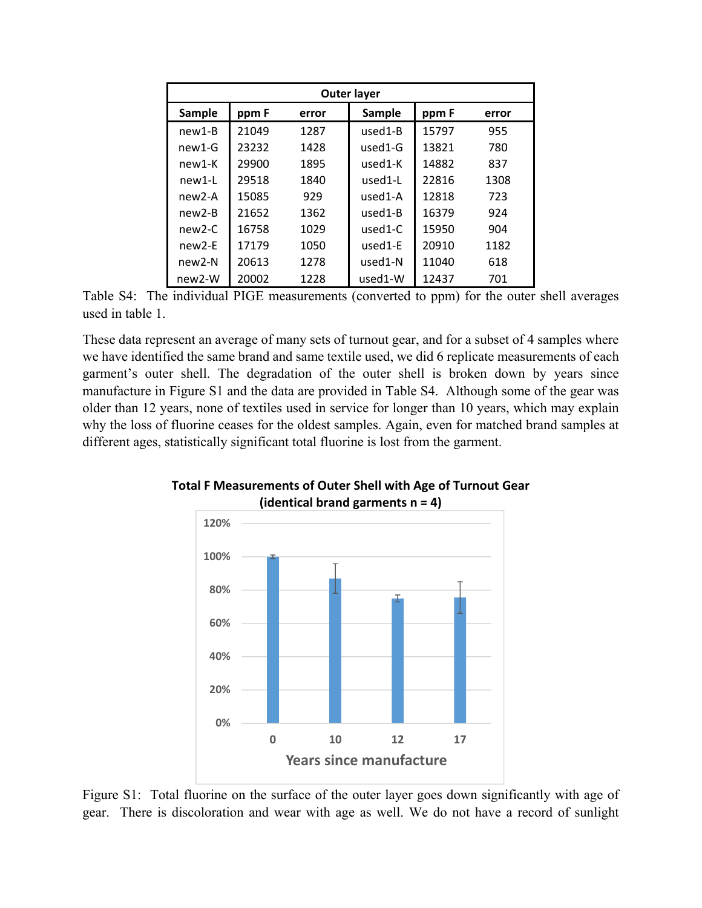| Outer layer | | | | | |
|---|---|---|---|---|---|
| Sample | ppm F | error | Sample | ppm F | error |
| new1-B | 21049 | 1287 | used1-B | 15797 | 955 |
| new1-G | 23232 | 1428 | used1-G | 13821 | 780 |
| new1-K | 29900 | 1895 | used1-K | 14882 | 837 |
| new1-L | 29518 | 1840 | used1-L | 22816 | 1308 |
| new2-A | 15085 | 929 | used1-A | 12818 | 723 |
| new2-B | 21652 | 1362 | used1-B | 16379 | 924 |
| new2-C | 16758 | 1029 | used1-C | 15950 | 904 |
| new2-E | 17179 | 1050 | used1-E | 20910 | 1182 |
| new2-N | 20613 | 1278 | used1-N | 11040 | 618 |
| new2-W | 20002 | 1228 | used1-W | 12437 | 701 |

Table S4: The individual PIGE measurements (converted to ppm) for the outer shell averages used in table 1.

These data represent an average of many sets of turnout gear, and for a subset of 4 samples where we have identified the same brand and same textile used, we did 6 replicate measurements of each garment's outer shell. The degradation of the outer shell is broken down by years since manufacture in Figure S1 and the data are provided in Table S4. Although some of the gear was older than 12 years, none of textiles used in service for longer than 10 years, which may explain why the loss of fluorine ceases for the oldest samples. Again, even for matched brand samples at different ages, statistically significant total fluorine is lost from the garment.

Figure S1: Total fluorine on the surface of the outer layer goes down significantly with age of gear. There is discoloration and wear with age as well. We do not have a record of sunlight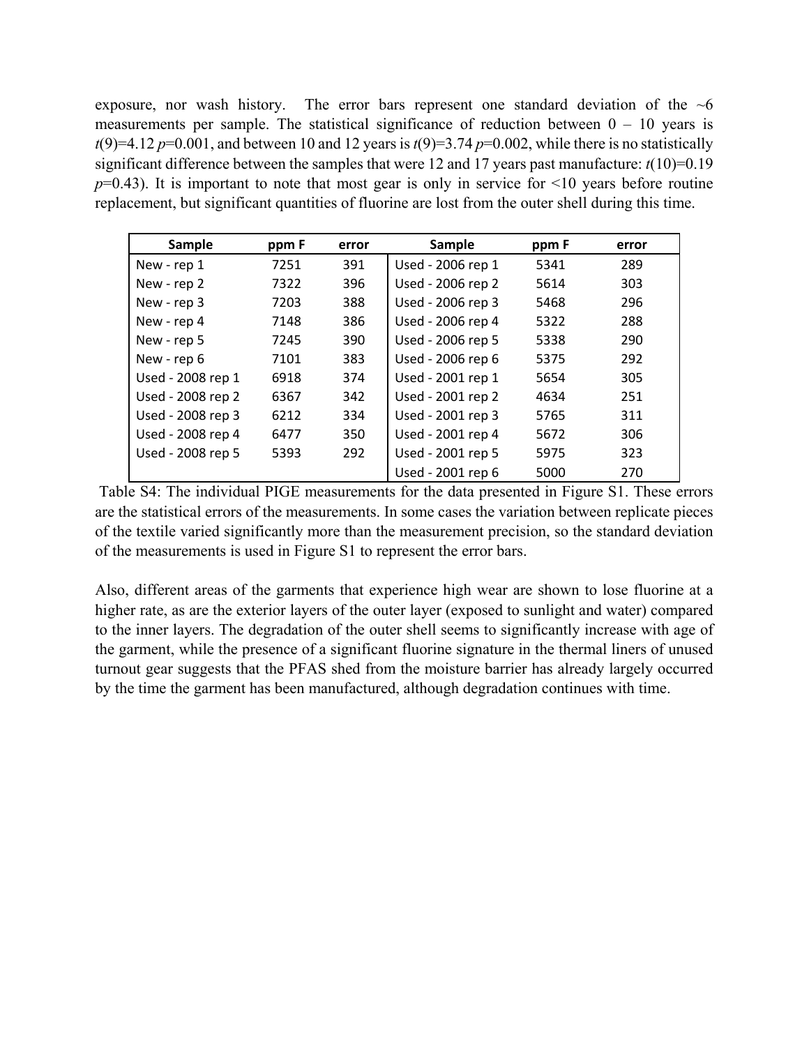exposure, nor wash history. The error bars represent one standard deviation of the ~6 measurements per sample. The statistical significance of reduction between 0 – 10 years is $t(9)=4.12$ $p=0.001$, and between 10 and 12 years is $t(9)=3.74$ $p=0.002$, while there is no statistically significant difference between the samples that were 12 and 17 years past manufacture: $t(10)=0.19$ $p=0.43$). It is important to note that most gear is only in service for <10 years before routine replacement, but significant quantities of fluorine are lost from the outer shell during this time.

| Sample | ppm F | error | Sample | ppm F | error |
|---|---|---|---|---|---|
| New - rep 1 | 7251 | 391 | Used - 2006 rep 1 | 5341 | 289 |
| New - rep 2 | 7322 | 396 | Used - 2006 rep 2 | 5614 | 303 |
| New - rep 3 | 7203 | 388 | Used - 2006 rep 3 | 5468 | 296 |
| New - rep 4 | 7148 | 386 | Used - 2006 rep 4 | 5322 | 288 |
| New - rep 5 | 7245 | 390 | Used - 2006 rep 5 | 5338 | 290 |
| New - rep 6 | 7101 | 383 | Used - 2006 rep 6 | 5375 | 292 |
| Used - 2008 rep 1 | 6918 | 374 | Used - 2001 rep 1 | 5654 | 305 |
| Used - 2008 rep 2 | 6367 | 342 | Used - 2001 rep 2 | 4634 | 251 |
| Used - 2008 rep 3 | 6212 | 334 | Used - 2001 rep 3 | 5765 | 311 |
| Used - 2008 rep 4 | 6477 | 350 | Used - 2001 rep 4 | 5672 | 306 |
| Used - 2008 rep 5 | 5393 | 292 | Used - 2001 rep 5 | 5975 | 323 |
| | | | Used - 2001 rep 6 | 5000 | 270 |

Table S4: The individual PIGE measurements for the data presented in Figure S1. These errors are the statistical errors of the measurements. In some cases the variation between replicate pieces of the textile varied significantly more than the measurement precision, so the standard deviation of the measurements is used in Figure S1 to represent the error bars.

Also, different areas of the garments that experience high wear are shown to lose fluorine at a higher rate, as are the exterior layers of the outer layer (exposed to sunlight and water) compared to the inner layers. The degradation of the outer shell seems to significantly increase with age of the garment, while the presence of a significant fluorine signature in the thermal liners of unused turnout gear suggests that the PFAS shed from the moisture barrier has already largely occurred by the time the garment has been manufactured, although degradation continues with time.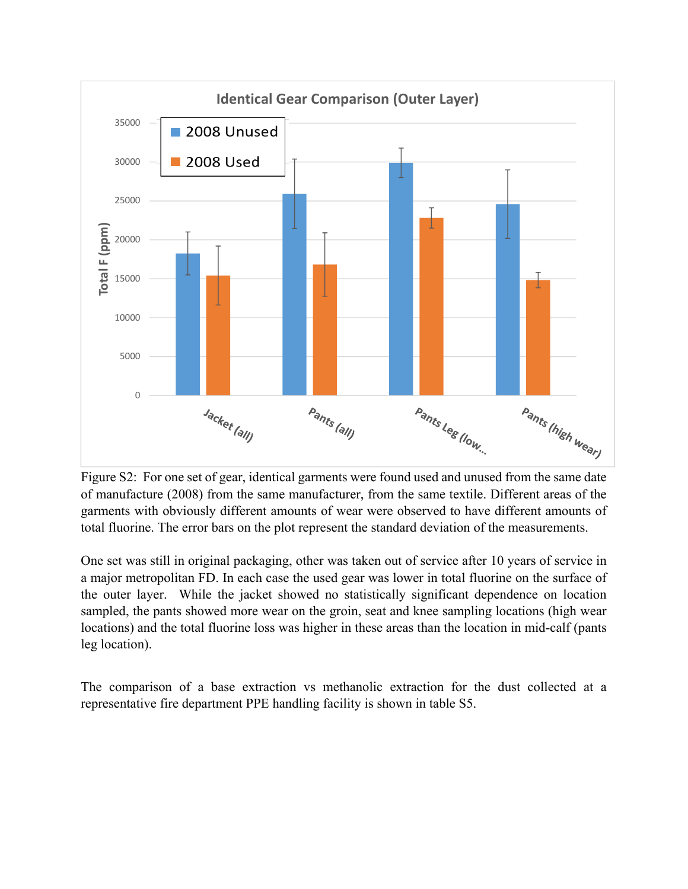Figure S2: For one set of gear, identical garments were found used and unused from the same date of manufacture (2008) from the same manufacturer, from the same textile. Different areas of the garments with obviously different amounts of wear were observed to have different amounts of total fluorine. The error bars on the plot represent the standard deviation of the measurements.

One set was still in original packaging, other was taken out of service after 10 years of service in a major metropolitan FD. In each case the used gear was lower in total fluorine on the surface of the outer layer. While the jacket showed no statistically significant dependence on location sampled, the pants showed more wear on the groin, seat and knee sampling locations (high wear locations) and the total fluorine loss was higher in these areas than the location in mid-calf (pants leg location).

The comparison of a base extraction vs methanolic extraction for the dust collected at a representative fire department PPE handling facility is shown in table S5.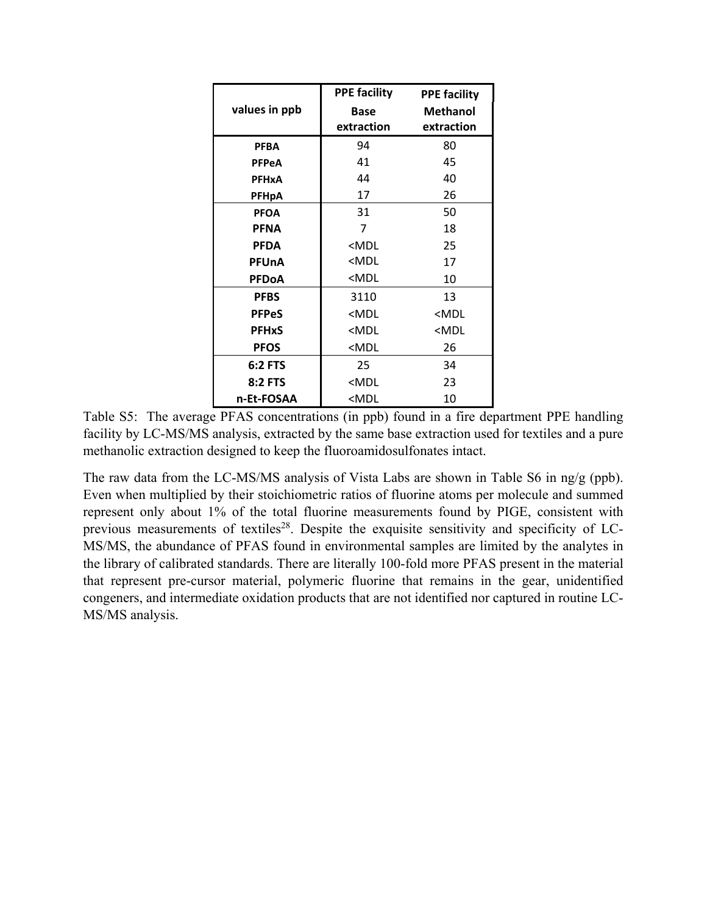| values in ppb | PPE facility Base extraction | PPE facility Methanol extraction |
|---|---|---|
| **PFBA** | 94 | 80 |
| **PFPeA** | 41 | 45 |
| **PFHxA** | 44 | 40 |
| **PFHpA** | 17 | 26 |
| **PFOA** | 31 | 50 |
| **PFNA** | 7 | 18 |
| **PFDA** | <MDL | 25 |
| **PFUnA** | <MDL | 17 |
| **PFDoA** | <MDL | 10 |
| **PFBS** | 3110 | 13 |
| **PFPeS** | <MDL | <MDL |
| **PFHxS** | <MDL | <MDL |
| **PFOS** | <MDL | 26 |
| **6:2 FTS** | 25 | 34 |
| **8:2 FTS** | <MDL | 23 |
| **n-Et-FOSAA** | <MDL | 10 |

Table S5: The average PFAS concentrations (in ppb) found in a fire department PPE handling facility by LC-MS/MS analysis, extracted by the same base extraction used for textiles and a pure methanolic extraction designed to keep the fluoroamidosulfonates intact.

The raw data from the LC-MS/MS analysis of Vista Labs are shown in Table S6 in ng/g (ppb). Even when multiplied by their stoichiometric ratios of fluorine atoms per molecule and summed represent only about 1% of the total fluorine measurements found by PIGE, consistent with previous measurements of textiles[28]. Despite the exquisite sensitivity and specificity of LC-MS/MS, the abundance of PFAS found in environmental samples are limited by the analytes in the library of calibrated standards. There are literally 100-fold more PFAS present in the material that represent pre-cursor material, polymeric fluorine that remains in the gear, unidentified congeners, and intermediate oxidation products that are not identified nor captured in routine LC-MS/MS analysis.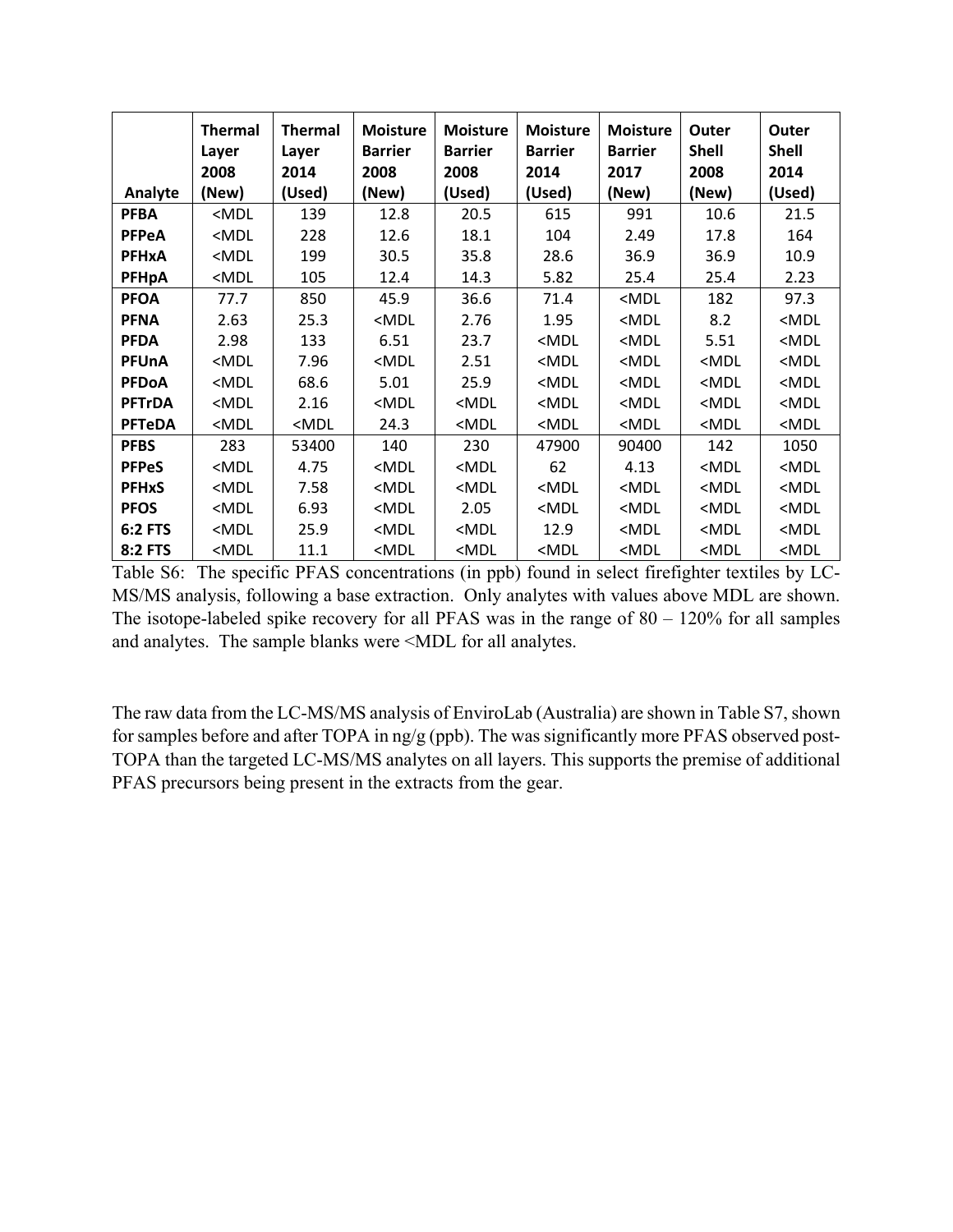| Analyte | Thermal Layer 2008 (New) | Thermal Layer 2014 (Used) | Moisture Barrier 2008 (New) | Moisture Barrier 2008 (Used) | Moisture Barrier 2014 (Used) | Moisture Barrier 2017 (New) | Outer Shell 2008 (New) | Outer Shell 2014 (Used) |
|---|---|---|---|---|---|---|---|---|
| **PFBA** | <MDL | 139 | 12.8 | 20.5 | 615 | 991 | 10.6 | 21.5 |
| **PFPeA** | <MDL | 228 | 12.6 | 18.1 | 104 | 2.49 | 17.8 | 164 |
| **PFHxA** | <MDL | 199 | 30.5 | 35.8 | 28.6 | 36.9 | 36.9 | 10.9 |
| **PFHpA** | <MDL | 105 | 12.4 | 14.3 | 5.82 | 25.4 | 25.4 | 2.23 |
| **PFOA** | 77.7 | 850 | 45.9 | 36.6 | 71.4 | <MDL | 182 | 97.3 |
| **PFNA** | 2.63 | 25.3 | <MDL | 2.76 | 1.95 | <MDL | 8.2 | <MDL |
| **PFDA** | 2.98 | 133 | 6.51 | 23.7 | <MDL | <MDL | 5.51 | <MDL |
| **PFUnA** | <MDL | 7.96 | <MDL | 2.51 | <MDL | <MDL | <MDL | <MDL |
| **PFDoA** | <MDL | 68.6 | 5.01 | 25.9 | <MDL | <MDL | <MDL | <MDL |
| **PFTrDA** | <MDL | 2.16 | <MDL | <MDL | <MDL | <MDL | <MDL | <MDL |
| **PFTeDA** | <MDL | <MDL | 24.3 | <MDL | <MDL | <MDL | <MDL | <MDL |
| **PFBS** | 283 | 53400 | 140 | 230 | 47900 | 90400 | 142 | 1050 |
| **PFPeS** | <MDL | 4.75 | <MDL | <MDL | 62 | 4.13 | <MDL | <MDL |
| **PFHxS** | <MDL | 7.58 | <MDL | <MDL | <MDL | <MDL | <MDL | <MDL |
| **PFOS** | <MDL | 6.93 | <MDL | 2.05 | <MDL | <MDL | <MDL | <MDL |
| **6:2 FTS** | <MDL | 25.9 | <MDL | <MDL | 12.9 | <MDL | <MDL | <MDL |
| **8:2 FTS** | <MDL | 11.1 | <MDL | <MDL | <MDL | <MDL | <MDL | <MDL |

Table S6: The specific PFAS concentrations (in ppb) found in select firefighter textiles by LC-MS/MS analysis, following a base extraction. Only analytes with values above MDL are shown. The isotope-labeled spike recovery for all PFAS was in the range of 80 – 120% for all samples and analytes. The sample blanks were <MDL for all analytes.

The raw data from the LC-MS/MS analysis of EnviroLab (Australia) are shown in Table S7, shown for samples before and after TOPA in ng/g (ppb). The was significantly more PFAS observed post-TOPA than the targeted LC-MS/MS analytes on all layers. This supports the premise of additional PFAS precursors being present in the extracts from the gear.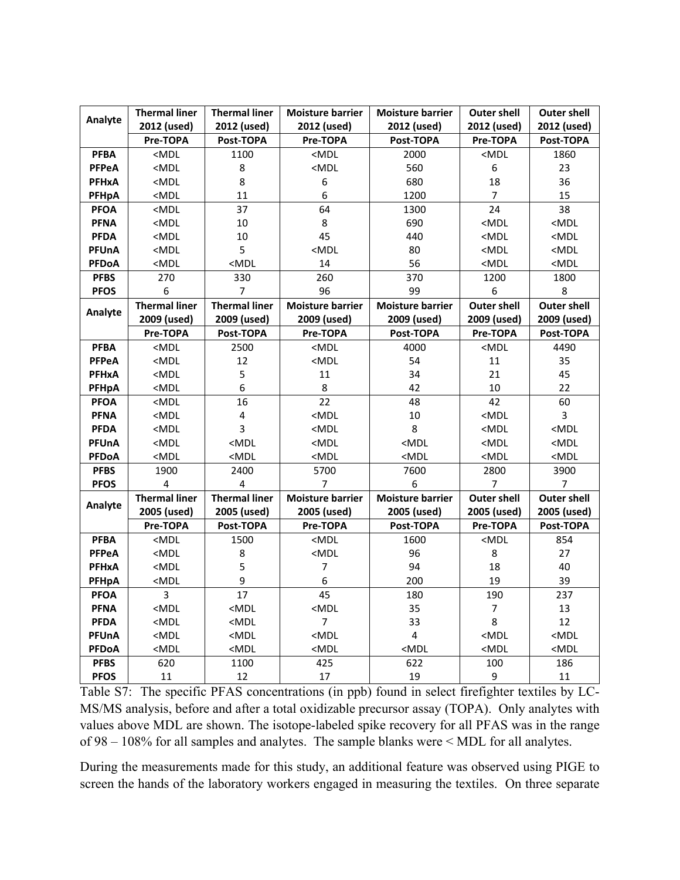| Analyte | Thermal liner 2012 (used) | Thermal liner 2012 (used) | Moisture barrier 2012 (used) | Moisture barrier 2012 (used) | Outer shell 2012 (used) | Outer shell 2012 (used) |
|---|---|---|---|---|---|---|
| | Pre-TOPA | Post-TOPA | Pre-TOPA | Post-TOPA | Pre-TOPA | Post-TOPA |
| **PFBA** | <MDL | 1100 | <MDL | 2000 | <MDL | 1860 |
| **PFPeA** | <MDL | 8 | <MDL | 560 | 6 | 23 |
| **PFHxA** | <MDL | 8 | 6 | 680 | 18 | 36 |
| **PFHpA** | <MDL | 11 | 6 | 1200 | 7 | 15 |
| **PFOA** | <MDL | 37 | 64 | 1300 | 24 | 38 |
| **PFNA** | <MDL | 10 | 8 | 690 | <MDL | <MDL |
| **PFDA** | <MDL | 10 | 45 | 440 | <MDL | <MDL |
| **PFUnA** | <MDL | 5 | <MDL | 80 | <MDL | <MDL |
| **PFDoA** | <MDL | <MDL | 14 | 56 | <MDL | <MDL |
| **PFBS** | 270 | 330 | 260 | 370 | 1200 | 1800 |
| **PFOS** | 6 | 7 | 96 | 99 | 6 | 8 |
| **Analyte** | **Thermal liner 2009 (used)** | **Thermal liner 2009 (used)** | **Moisture barrier 2009 (used)** | **Moisture barrier 2009 (used)** | **Outer shell 2009 (used)** | **Outer shell 2009 (used)** |
| | **Pre-TOPA** | **Post-TOPA** | **Pre-TOPA** | **Post-TOPA** | **Pre-TOPA** | **Post-TOPA** |
| **PFBA** | <MDL | 2500 | <MDL | 4000 | <MDL | 4490 |
| **PFPeA** | <MDL | 12 | <MDL | 54 | 11 | 35 |
| **PFHxA** | <MDL | 5 | 11 | 34 | 21 | 45 |
| **PFHpA** | <MDL | 6 | 8 | 42 | 10 | 22 |
| **PFOA** | <MDL | 16 | 22 | 48 | 42 | 60 |
| **PFNA** | <MDL | 4 | <MDL | 10 | <MDL | 3 |
| **PFDA** | <MDL | 3 | <MDL | 8 | <MDL | <MDL |
| **PFUnA** | <MDL | <MDL | <MDL | <MDL | <MDL | <MDL |
| **PFDoA** | <MDL | <MDL | <MDL | <MDL | <MDL | <MDL |
| **PFBS** | 1900 | 2400 | 5700 | 7600 | 2800 | 3900 |
| **PFOS** | 4 | 4 | 7 | 6 | 7 | 7 |
| **Analyte** | **Thermal liner 2005 (used)** | **Thermal liner 2005 (used)** | **Moisture barrier 2005 (used)** | **Moisture barrier 2005 (used)** | **Outer shell 2005 (used)** | **Outer shell 2005 (used)** |
| | **Pre-TOPA** | **Post-TOPA** | **Pre-TOPA** | **Post-TOPA** | **Pre-TOPA** | **Post-TOPA** |
| **PFBA** | <MDL | 1500 | <MDL | 1600 | <MDL | 854 |
| **PFPeA** | <MDL | 8 | <MDL | 96 | 8 | 27 |
| **PFHxA** | <MDL | 5 | 7 | 94 | 18 | 40 |
| **PFHpA** | <MDL | 9 | 6 | 200 | 19 | 39 |
| **PFOA** | 3 | 17 | 45 | 180 | 190 | 237 |
| **PFNA** | <MDL | <MDL | <MDL | 35 | 7 | 13 |
| **PFDA** | <MDL | <MDL | 7 | 33 | 8 | 12 |
| **PFUnA** | <MDL | <MDL | <MDL | 4 | <MDL | <MDL |
| **PFDoA** | <MDL | <MDL | <MDL | <MDL | <MDL | <MDL |
| **PFBS** | 620 | 1100 | 425 | 622 | 100 | 186 |
| **PFOS** | 11 | 12 | 17 | 19 | 9 | 11 |

Table S7: The specific PFAS concentrations (in ppb) found in select firefighter textiles by LC-MS/MS analysis, before and after a total oxidizable precursor assay (TOPA). Only analytes with values above MDL are shown. The isotope-labeled spike recovery for all PFAS was in the range of 98 – 108% for all samples and analytes. The sample blanks were < MDL for all analytes.

During the measurements made for this study, an additional feature was observed using PIGE to screen the hands of the laboratory workers engaged in measuring the textiles. On three separate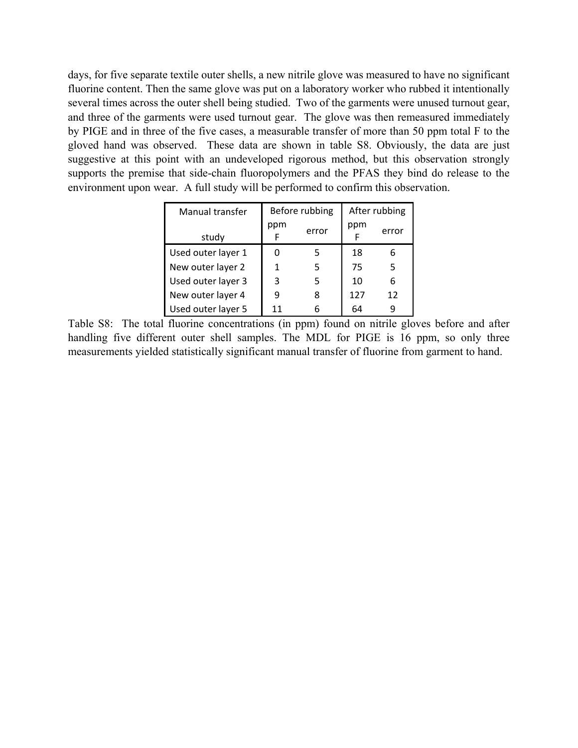days, for five separate textile outer shells, a new nitrile glove was measured to have no significant fluorine content. Then the same glove was put on a laboratory worker who rubbed it intentionally several times across the outer shell being studied. Two of the garments were unused turnout gear, and three of the garments were used turnout gear. The glove was then remeasured immediately by PIGE and in three of the five cases, a measurable transfer of more than 50 ppm total F to the gloved hand was observed. These data are shown in table S8. Obviously, the data are just suggestive at this point with an undeveloped rigorous method, but this observation strongly supports the premise that side-chain fluoropolymers and the PFAS they bind do release to the environment upon wear. A full study will be performed to confirm this observation.

| Manual transfer study | Before rubbing | | After rubbing | |
|---|---|---|---|---|
| | ppm F | error | ppm F | error |
| Used outer layer 1 | 0 | 5 | 18 | 6 |
| New outer layer 2 | 1 | 5 | 75 | 5 |
| Used outer layer 3 | 3 | 5 | 10 | 6 |
| New outer layer 4 | 9 | 8 | 127 | 12 |
| Used outer layer 5 | 11 | 6 | 64 | 9 |

Table S8: The total fluorine concentrations (in ppm) found on nitrile gloves before and after handling five different outer shell samples. The MDL for PIGE is 16 ppm, so only three measurements yielded statistically significant manual transfer of fluorine from garment to hand.